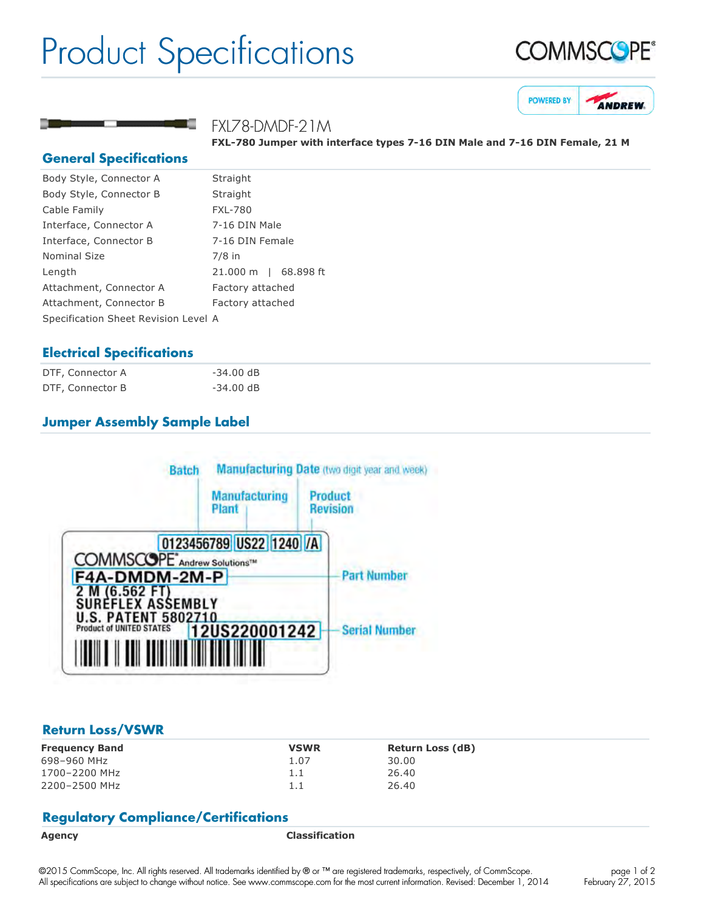# Product Specifications

COMMSCOPE®

POWERED BY ANDREW

## FXL78-DMDF-21M

**FXL-780 Jumper with interface types 7-16 DIN Male and 7-16 DIN Female, 21 M**

## General Specifications

| | |
|---|---|
| Body Style, Connector A | Straight |
| Body Style, Connector B | Straight |
| Cable Family | FXL-780 |
| Interface, Connector A | 7-16 DIN Male |
| Interface, Connector B | 7-16 DIN Female |
| Nominal Size | 7/8 in |
| Length | 21.000 m \| 68.898 ft |
| Attachment, Connector A | Factory attached |
| Attachment, Connector B | Factory attached |
| Specification Sheet Revision Level | A |

## Electrical Specifications

| | |
|---|---|
| DTF, Connector A | -34.00 dB |
| DTF, Connector B | -34.00 dB |

## Jumper Assembly Sample Label

Batch — Manufacturing Date (two digit year and week) — Manufacturing Plant — Product Revision

0123456789 US22 1240 /A

COMMSCOPE® Andrew Solutions™

F4A-DMDM-2M-P — Part Number

2 M (6.562 FT)
SUREFLEX ASSEMBLY
U.S. PATENT 5802710
Product of UNITED STATES

12US220001242 — Serial Number

## Return Loss/VSWR

| Frequency Band | VSWR | Return Loss (dB) |
|---|---|---|
| 698–960 MHz | 1.07 | 30.00 |
| 1700–2200 MHz | 1.1 | 26.40 |
| 2200–2500 MHz | 1.1 | 26.40 |

## Regulatory Compliance/Certifications

| Agency | Classification |
|---|---|

©2015 CommScope, Inc. All rights reserved. All trademarks identified by ® or ™ are registered trademarks, respectively, of CommScope.
All specifications are subject to change without notice. See www.commscope.com for the most current information. Revised: December 1, 2014

February 27, 2015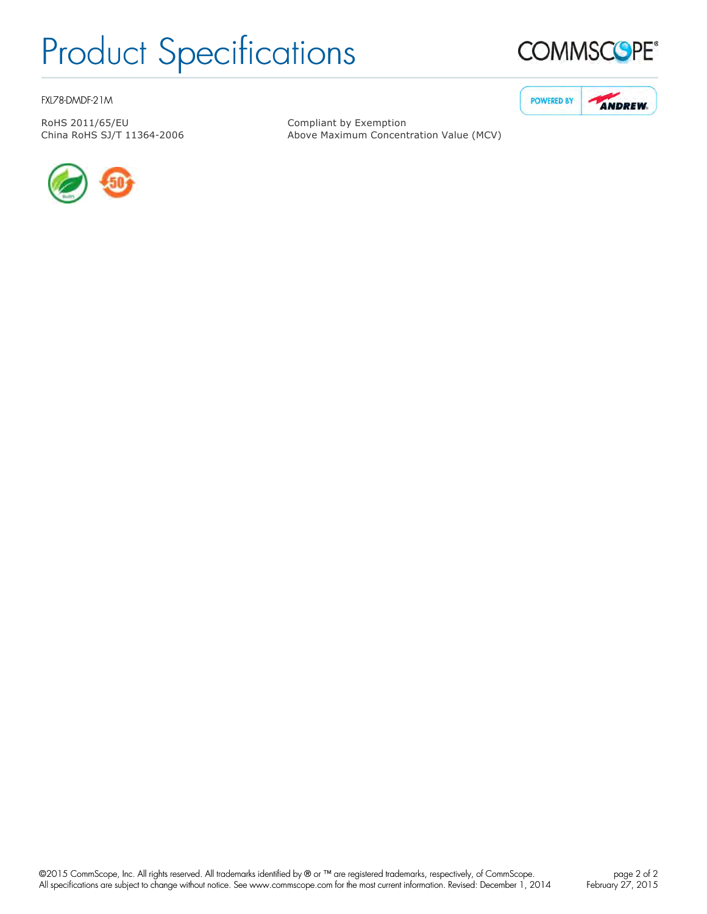FXL78-DMDF-21M

| | |
|---|---|
| RoHS 2011/65/EU | Compliant by Exemption |
| China RoHS SJ/T 11364-2006 | Above Maximum Concentration Value (MCV) |